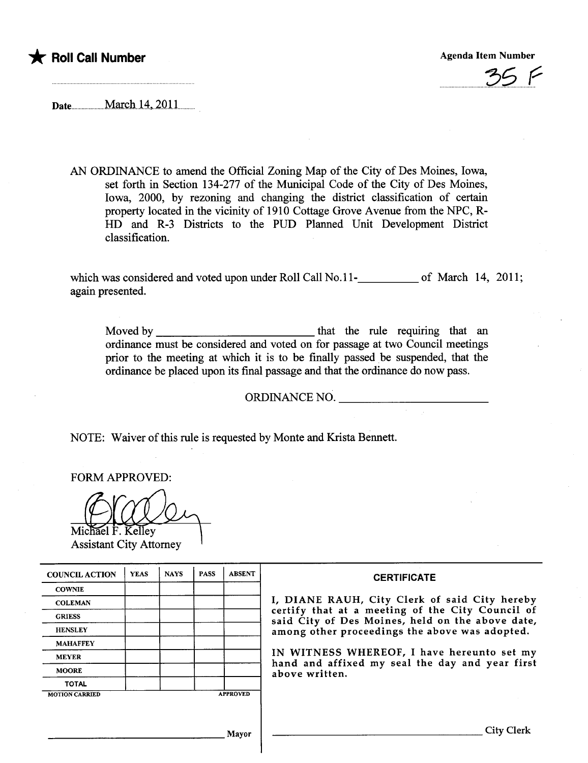★ **Roll Call Number**

Agenda Item Number

35 F

Date March 14, 2011

AN ORDINANCE to amend the Official Zoning Map of the City of Des Moines, Iowa, set forth in Section 134-277 of the Municipal Code of the City of Des Moines, Iowa, 2000, by rezoning and changing the district classification of certain property located in the vicinity of 1910 Cottage Grove Avenue from the NPC, R-HD and R-3 Districts to the PUD Planned Unit Development District classification.

which was considered and voted upon under Roll Call No.11-__________ of March 14, 2011; again presented.

Moved by ___________________________ that the rule requiring that an ordinance must be considered and voted on for passage at two Council meetings prior to the meeting at which it is to be finally passed be suspended, that the ordinance be placed upon its final passage and that the ordinance do now pass.

ORDINANCE NO. _______________________

NOTE: Waiver of this rule is requested by Monte and Krista Bennett.

FORM APPROVED:

Michael F. Kelley
Assistant City Attorney

| COUNCIL ACTION | YEAS | NAYS | PASS | ABSENT |
|---|---|---|---|---|
| COWNIE | | | | |
| COLEMAN | | | | |
| GRIESS | | | | |
| HENSLEY | | | | |
| MAHAFFEY | | | | |
| MEYER | | | | |
| MOORE | | | | |
| TOTAL | | | | |
| MOTION CARRIED | | | | APPROVED |

_______________________________ Mayor

**CERTIFICATE**

I, DIANE RAUH, City Clerk of said City hereby certify that at a meeting of the City Council of said City of Des Moines, held on the above date, among other proceedings the above was adopted.

IN WITNESS WHEREOF, I have hereunto set my hand and affixed my seal the day and year first above written.

_______________________________ City Clerk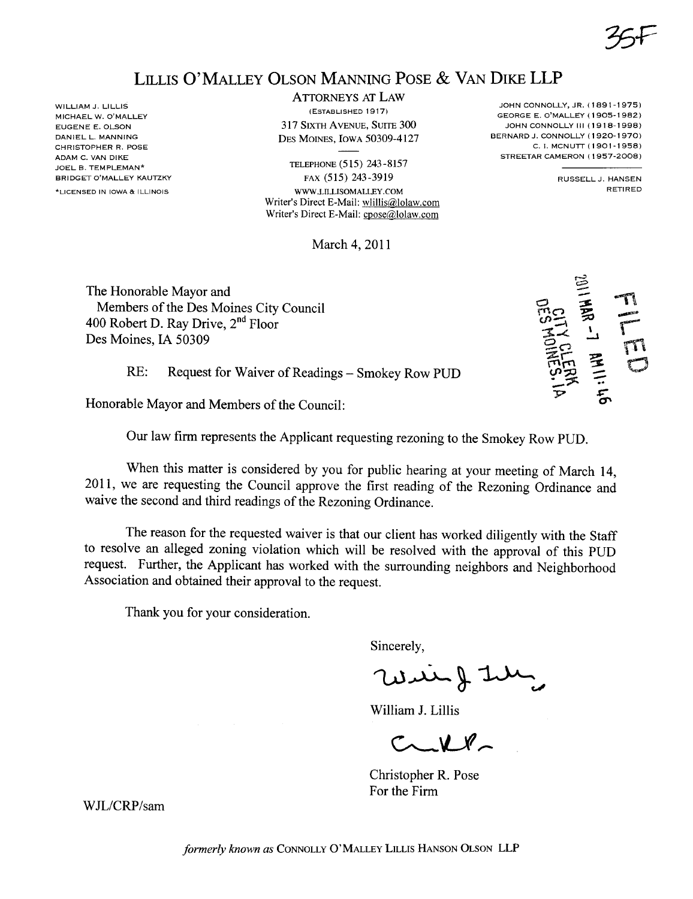35F

# LILLIS O'MALLEY OLSON MANNING POSE & VAN DIKE LLP

ATTORNEYS AT LAW
(ESTABLISHED 1917)
317 SIXTH AVENUE, SUITE 300
DES MOINES, IOWA 50309-4127

TELEPHONE (515) 243-8157
FAX (515) 243-3919
WWW.LILLISOMALLEY.COM
Writer's Direct E-Mail: wlillis@lolaw.com
Writer's Direct E-Mail: cpose@lolaw.com

WILLIAM J. LILLIS
MICHAEL W. O'MALLEY
EUGENE E. OLSON
DANIEL L. MANNING
CHRISTOPHER R. POSE
ADAM C. VAN DIKE
JOEL B. TEMPLEMAN*
BRIDGET O'MALLEY KAUTZKY

*LICENSED IN IOWA & ILLINOIS

JOHN CONNOLLY, JR. (1891-1975)
GEORGE E. O'MALLEY (1905-1982)
JOHN CONNOLLY III (1918-1998)
BERNARD J. CONNOLLY (1920-1970)
C. I. MCNUTT (1901-1958)
STREETAR CAMERON (1957-2008)

RUSSELL J. HANSEN
RETIRED

March 4, 2011

FILED
2011 MAR -7 AM 11:46
CITY CLERK
DES MOINES, IA

The Honorable Mayor and
Members of the Des Moines City Council
400 Robert D. Ray Drive, 2nd Floor
Des Moines, IA 50309

RE: Request for Waiver of Readings – Smokey Row PUD

Honorable Mayor and Members of the Council:

Our law firm represents the Applicant requesting rezoning to the Smokey Row PUD.

When this matter is considered by you for public hearing at your meeting of March 14, 2011, we are requesting the Council approve the first reading of the Rezoning Ordinance and waive the second and third readings of the Rezoning Ordinance.

The reason for the requested waiver is that our client has worked diligently with the Staff to resolve an alleged zoning violation which will be resolved with the approval of this PUD request. Further, the Applicant has worked with the surrounding neighbors and Neighborhood Association and obtained their approval to the request.

Thank you for your consideration.

Sincerely,

William J. Lillis

Christopher R. Pose
For the Firm

WJL/CRP/sam

*formerly known as* CONNOLLY O'MALLEY LILLIS HANSON OLSON LLP